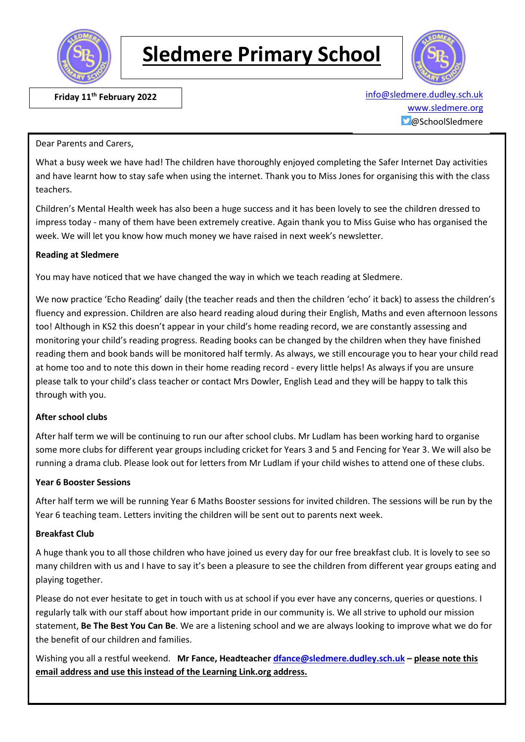# Sledmere Primary School

**Friday 11th February 2022**

info@sledmere.dudley.sch.uk
www.sledmere.org
@SchoolSledmere

Dear Parents and Carers,

What a busy week we have had! The children have thoroughly enjoyed completing the Safer Internet Day activities and have learnt how to stay safe when using the internet. Thank you to Miss Jones for organising this with the class teachers.

Children's Mental Health week has also been a huge success and it has been lovely to see the children dressed to impress today - many of them have been extremely creative. Again thank you to Miss Guise who has organised the week. We will let you know how much money we have raised in next week's newsletter.

**Reading at Sledmere**

You may have noticed that we have changed the way in which we teach reading at Sledmere.

We now practice 'Echo Reading' daily (the teacher reads and then the children 'echo' it back) to assess the children's fluency and expression. Children are also heard reading aloud during their English, Maths and even afternoon lessons too! Although in KS2 this doesn't appear in your child's home reading record, we are constantly assessing and monitoring your child's reading progress. Reading books can be changed by the children when they have finished reading them and book bands will be monitored half termly. As always, we still encourage you to hear your child read at home too and to note this down in their home reading record - every little helps! As always if you are unsure please talk to your child's class teacher or contact Mrs Dowler, English Lead and they will be happy to talk this through with you.

**After school clubs**

After half term we will be continuing to run our after school clubs. Mr Ludlam has been working hard to organise some more clubs for different year groups including cricket for Years 3 and 5 and Fencing for Year 3. We will also be running a drama club. Please look out for letters from Mr Ludlam if your child wishes to attend one of these clubs.

**Year 6 Booster Sessions**

After half term we will be running Year 6 Maths Booster sessions for invited children. The sessions will be run by the Year 6 teaching team. Letters inviting the children will be sent out to parents next week.

**Breakfast Club**

A huge thank you to all those children who have joined us every day for our free breakfast club. It is lovely to see so many children with us and I have to say it's been a pleasure to see the children from different year groups eating and playing together.

Please do not ever hesitate to get in touch with us at school if you ever have any concerns, queries or questions. I regularly talk with our staff about how important pride in our community is. We all strive to uphold our mission statement, **Be The Best You Can Be**. We are a listening school and we are always looking to improve what we do for the benefit of our children and families.

Wishing you all a restful weekend. **Mr Fance, Headteacher dfance@sledmere.dudley.sch.uk – please note this email address and use this instead of the Learning Link.org address.**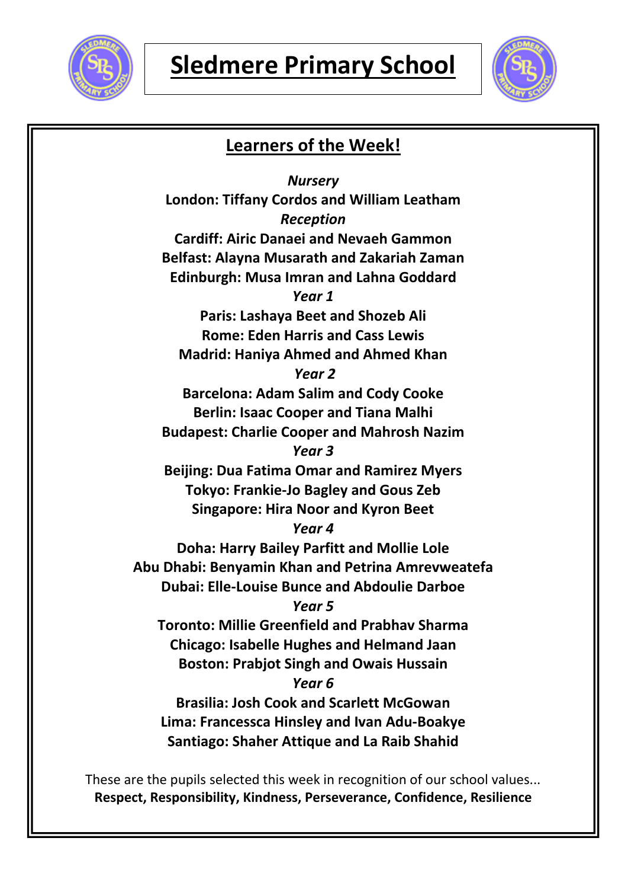# Sledmere Primary School

## Learners of the Week!

***Nursery***

**London: Tiffany Cordos and William Leatham**

***Reception***

**Cardiff: Airic Danaei and Nevaeh Gammon**

**Belfast: Alayna Musarath and Zakariah Zaman**

**Edinburgh: Musa Imran and Lahna Goddard**

***Year 1***

**Paris: Lashaya Beet and Shozeb Ali**

**Rome: Eden Harris and Cass Lewis**

**Madrid: Haniya Ahmed and Ahmed Khan**

***Year 2***

**Barcelona: Adam Salim and Cody Cooke**

**Berlin: Isaac Cooper and Tiana Malhi**

**Budapest: Charlie Cooper and Mahrosh Nazim**

***Year 3***

**Beijing: Dua Fatima Omar and Ramirez Myers**

**Tokyo: Frankie-Jo Bagley and Gous Zeb**

**Singapore: Hira Noor and Kyron Beet**

***Year 4***

**Doha: Harry Bailey Parfitt and Mollie Lole**

**Abu Dhabi: Benyamin Khan and Petrina Amrevweatefa**

**Dubai: Elle-Louise Bunce and Abdoulie Darboe**

***Year 5***

**Toronto: Millie Greenfield and Prabhav Sharma**

**Chicago: Isabelle Hughes and Helmand Jaan**

**Boston: Prabjot Singh and Owais Hussain**

***Year 6***

**Brasilia: Josh Cook and Scarlett McGowan**

**Lima: Francessca Hinsley and Ivan Adu-Boakye**

**Santiago: Shaher Attique and La Raib Shahid**

These are the pupils selected this week in recognition of our school values...
**Respect, Responsibility, Kindness, Perseverance, Confidence, Resilience**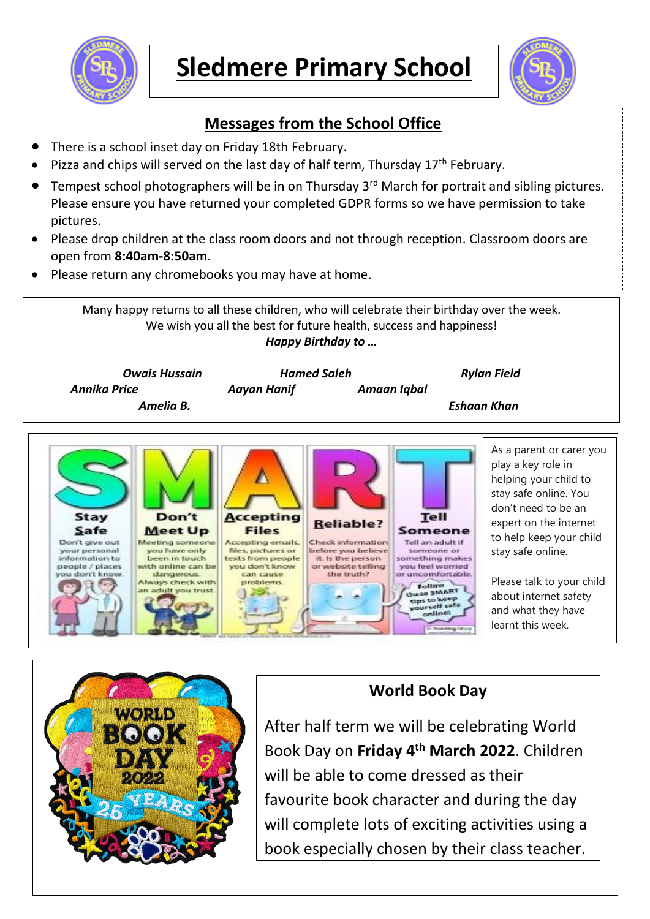# Sledmere Primary School

## Messages from the School Office

- There is a school inset day on Friday 18th February.
- Pizza and chips will served on the last day of half term, Thursday 17th February.
- Tempest school photographers will be in on Thursday 3rd March for portrait and sibling pictures. Please ensure you have returned your completed GDPR forms so we have permission to take pictures.
- Please drop children at the class room doors and not through reception. Classroom doors are open from **8:40am-8:50am**.
- Please return any chromebooks you may have at home.

Many happy returns to all these children, who will celebrate their birthday over the week.
We wish you all the best for future health, success and happiness!

***Happy Birthday to …***

***Owais Hussain*** ***Hamed Saleh*** ***Rylan Field***
***Annika Price*** ***Aayan Hanif*** ***Amaan Iqbal***
***Amelia B.*** ***Eshaan Khan***

**S** – Stay Safe: Don't give out your personal information to people / places you don't know.

**M** – Don't Meet Up: Meeting someone you have only been in touch with online can be dangerous. Always check with an adult you trust.

**A** – Accepting Files: Accepting emails, files, pictures or texts from people you don't know can cause problems.

**R** – Reliable?: Check information before you believe it. Is the person or website telling the truth?

**T** – Tell Someone: Tell an adult if someone or something makes you feel worried or uncomfortable.

Follow these SMART tips to keep yourself safe online!

As a parent or carer you play a key role in helping your child to stay safe online. You don't need to be an expert on the internet to help keep your child stay safe online.

Please talk to your child about internet safety and what they have learnt this week.

## World Book Day

After half term we will be celebrating World Book Day on **Friday 4th March 2022**. Children will be able to come dressed as their favourite book character and during the day will complete lots of exciting activities using a book especially chosen by their class teacher.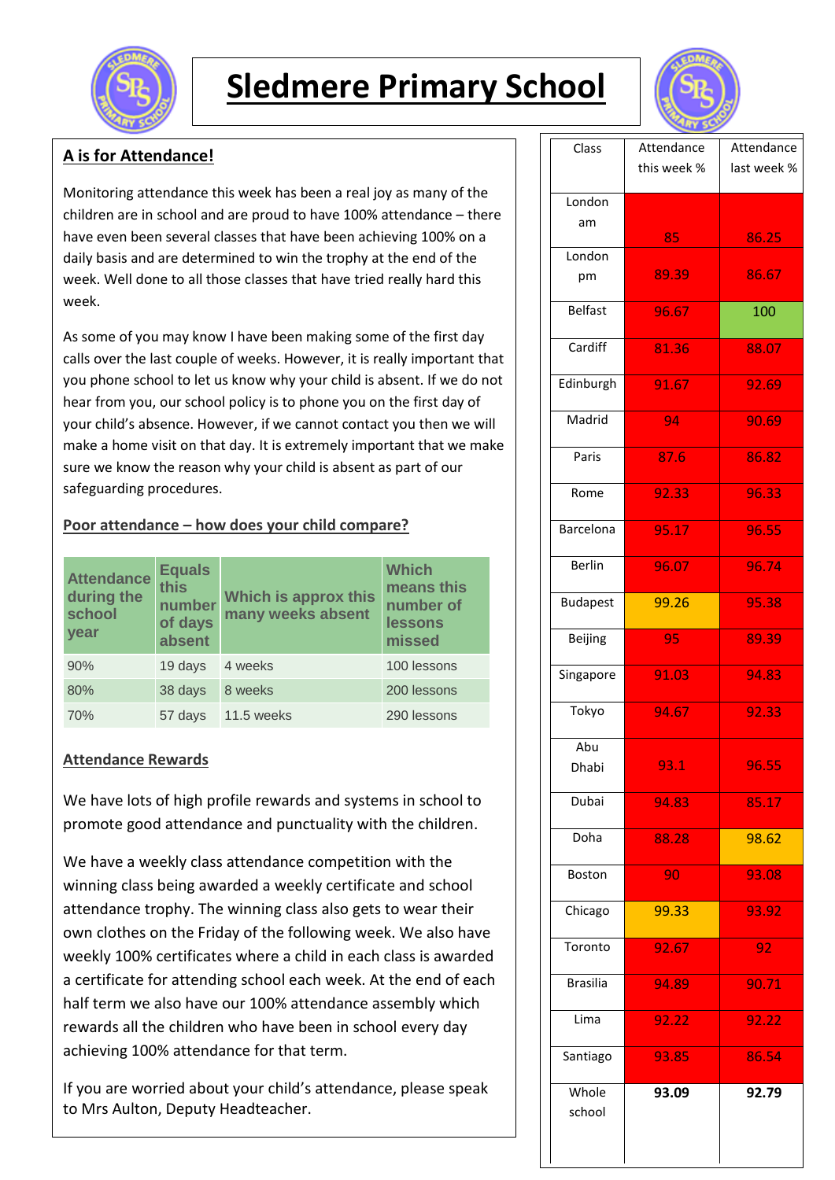# Sledmere Primary School

## A is for Attendance!

Monitoring attendance this week has been a real joy as many of the children are in school and are proud to have 100% attendance – there have even been several classes that have been achieving 100% on a daily basis and are determined to win the trophy at the end of the week. Well done to all those classes that have tried really hard this week.

As some of you may know I have been making some of the first day calls over the last couple of weeks. However, it is really important that you phone school to let us know why your child is absent. If we do not hear from you, our school policy is to phone you on the first day of your child's absence. However, if we cannot contact you then we will make a home visit on that day. It is extremely important that we make sure we know the reason why your child is absent as part of our safeguarding procedures.

### Poor attendance – how does your child compare?

| Attendance during the school year | Equals this number of days absent | Which is approx this many weeks absent | Which means this number of lessons missed |
|---|---|---|---|
| 90% | 19 days | 4 weeks | 100 lessons |
| 80% | 38 days | 8 weeks | 200 lessons |
| 70% | 57 days | 11.5 weeks | 290 lessons |

### Attendance Rewards

We have lots of high profile rewards and systems in school to promote good attendance and punctuality with the children.

We have a weekly class attendance competition with the winning class being awarded a weekly certificate and school attendance trophy. The winning class also gets to wear their own clothes on the Friday of the following week. We also have weekly 100% certificates where a child in each class is awarded a certificate for attending school each week. At the end of each half term we also have our 100% attendance assembly which rewards all the children who have been in school every day achieving 100% attendance for that term.

If you are worried about your child's attendance, please speak to Mrs Aulton, Deputy Headteacher.

| Class | Attendance this week % | Attendance last week % |
|---|---|---|
| London am | 85 | 86.25 |
| London pm | 89.39 | 86.67 |
| Belfast | 96.67 | 100 |
| Cardiff | 81.36 | 88.07 |
| Edinburgh | 91.67 | 92.69 |
| Madrid | 94 | 90.69 |
| Paris | 87.6 | 86.82 |
| Rome | 92.33 | 96.33 |
| Barcelona | 95.17 | 96.55 |
| Berlin | 96.07 | 96.74 |
| Budapest | 99.26 | 95.38 |
| Beijing | 95 | 89.39 |
| Singapore | 91.03 | 94.83 |
| Tokyo | 94.67 | 92.33 |
| Abu Dhabi | 93.1 | 96.55 |
| Dubai | 94.83 | 85.17 |
| Doha | 88.28 | 98.62 |
| Boston | 90 | 93.08 |
| Chicago | 99.33 | 93.92 |
| Toronto | 92.67 | 92 |
| Brasilia | 94.89 | 90.71 |
| Lima | 92.22 | 92.22 |
| Santiago | 93.85 | 86.54 |
| Whole school | **93.09** | **92.79** |